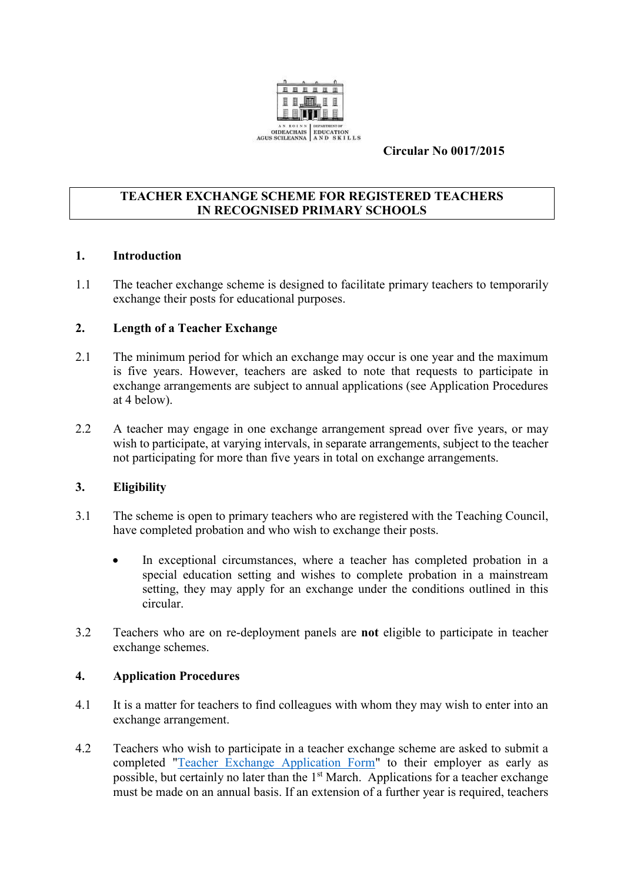Circular No 0017/2015

# TEACHER EXCHANGE SCHEME FOR REGISTERED TEACHERS IN RECOGNISED PRIMARY SCHOOLS

## 1. Introduction

1.1 The teacher exchange scheme is designed to facilitate primary teachers to temporarily exchange their posts for educational purposes.

## 2. Length of a Teacher Exchange

2.1 The minimum period for which an exchange may occur is one year and the maximum is five years. However, teachers are asked to note that requests to participate in exchange arrangements are subject to annual applications (see Application Procedures at 4 below).

2.2 A teacher may engage in one exchange arrangement spread over five years, or may wish to participate, at varying intervals, in separate arrangements, subject to the teacher not participating for more than five years in total on exchange arrangements.

## 3. Eligibility

3.1 The scheme is open to primary teachers who are registered with the Teaching Council, have completed probation and who wish to exchange their posts.

- In exceptional circumstances, where a teacher has completed probation in a special education setting and wishes to complete probation in a mainstream setting, they may apply for an exchange under the conditions outlined in this circular.

3.2 Teachers who are on re-deployment panels are **not** eligible to participate in teacher exchange schemes.

## 4. Application Procedures

4.1 It is a matter for teachers to find colleagues with whom they may wish to enter into an exchange arrangement.

4.2 Teachers who wish to participate in a teacher exchange scheme are asked to submit a completed "Teacher Exchange Application Form" to their employer as early as possible, but certainly no later than the 1st March. Applications for a teacher exchange must be made on an annual basis. If an extension of a further year is required, teachers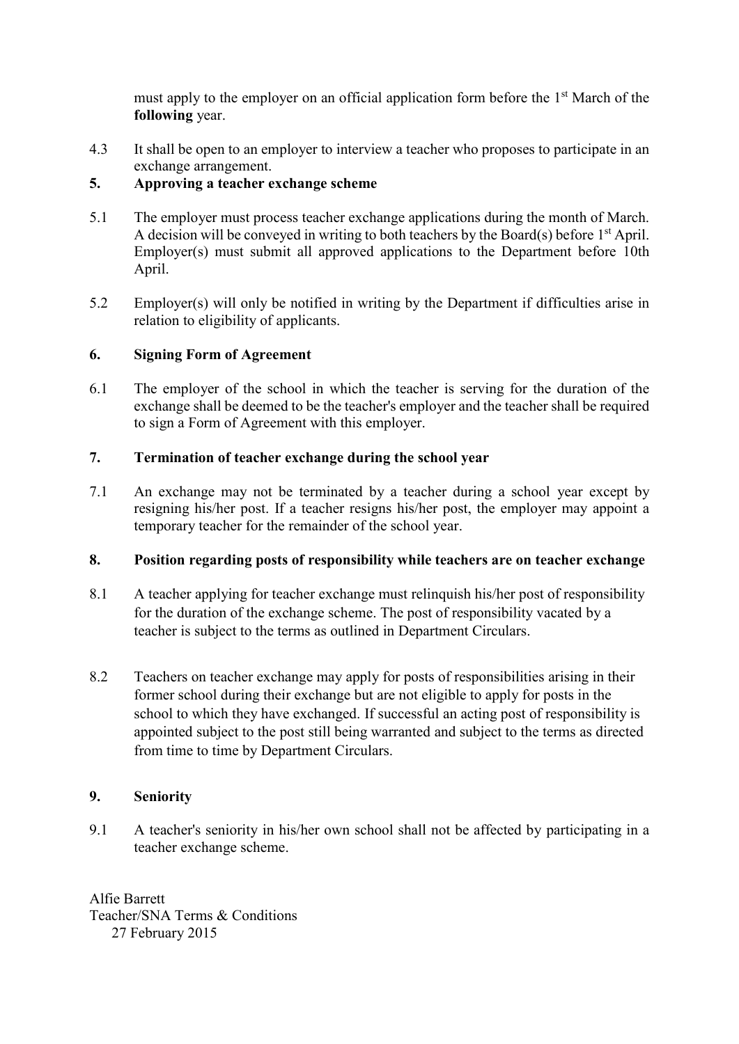must apply to the employer on an official application form before the 1st March of the **following** year.

4.3 It shall be open to an employer to interview a teacher who proposes to participate in an exchange arrangement.

## 5. Approving a teacher exchange scheme

5.1 The employer must process teacher exchange applications during the month of March. A decision will be conveyed in writing to both teachers by the Board(s) before 1st April. Employer(s) must submit all approved applications to the Department before 10th April.

5.2 Employer(s) will only be notified in writing by the Department if difficulties arise in relation to eligibility of applicants.

## 6. Signing Form of Agreement

6.1 The employer of the school in which the teacher is serving for the duration of the exchange shall be deemed to be the teacher's employer and the teacher shall be required to sign a Form of Agreement with this employer.

## 7. Termination of teacher exchange during the school year

7.1 An exchange may not be terminated by a teacher during a school year except by resigning his/her post. If a teacher resigns his/her post, the employer may appoint a temporary teacher for the remainder of the school year.

## 8. Position regarding posts of responsibility while teachers are on teacher exchange

8.1 A teacher applying for teacher exchange must relinquish his/her post of responsibility for the duration of the exchange scheme. The post of responsibility vacated by a teacher is subject to the terms as outlined in Department Circulars.

8.2 Teachers on teacher exchange may apply for posts of responsibilities arising in their former school during their exchange but are not eligible to apply for posts in the school to which they have exchanged. If successful an acting post of responsibility is appointed subject to the post still being warranted and subject to the terms as directed from time to time by Department Circulars.

## 9. Seniority

9.1 A teacher's seniority in his/her own school shall not be affected by participating in a teacher exchange scheme.

Alfie Barrett
Teacher/SNA Terms & Conditions
27 February 2015